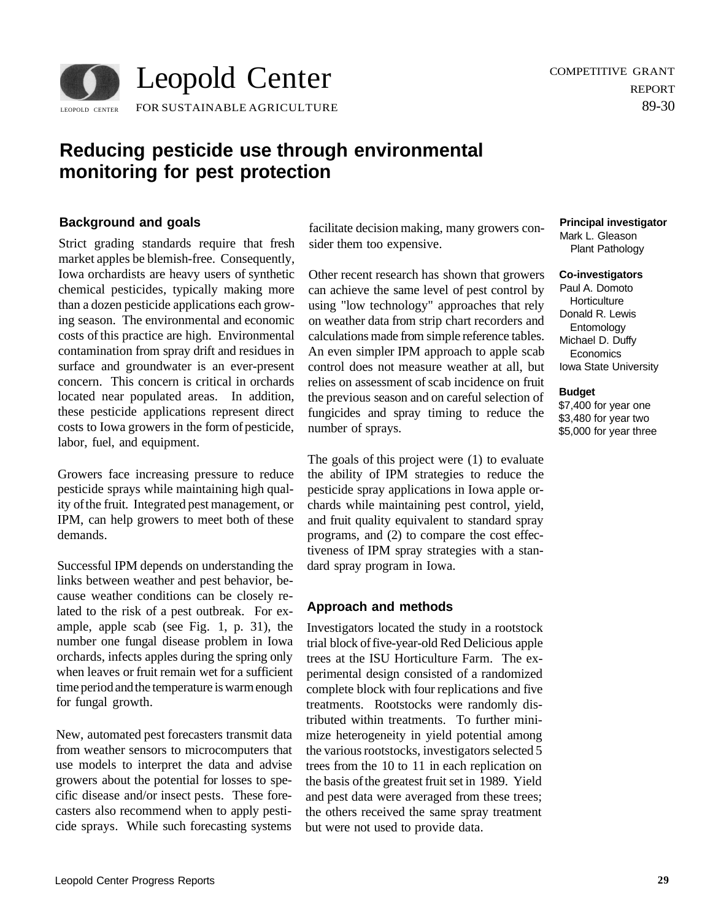Leopold Center FOR SUSTAINABLE AGRICULTURE

COMPETITIVE GRANT REPORT 89-30

# Reducing pesticide use through environmental monitoring for pest protection

**Principal investigator**
Mark L. Gleason
Plant Pathology

**Co-investigators**
Paul A. Domoto
Horticulture
Donald R. Lewis
Entomology
Michael D. Duffy
Economics
Iowa State University

**Budget**
$7,400 for year one
$3,480 for year two
$5,000 for year three

## Background and goals

Strict grading standards require that fresh market apples be blemish-free. Consequently, Iowa orchardists are heavy users of synthetic chemical pesticides, typically making more than a dozen pesticide applications each growing season. The environmental and economic costs of this practice are high. Environmental contamination from spray drift and residues in surface and groundwater is an ever-present concern. This concern is critical in orchards located near populated areas. In addition, these pesticide applications represent direct costs to Iowa growers in the form of pesticide, labor, fuel, and equipment.

Growers face increasing pressure to reduce pesticide sprays while maintaining high quality of the fruit. Integrated pest management, or IPM, can help growers to meet both of these demands.

Successful IPM depends on understanding the links between weather and pest behavior, because weather conditions can be closely related to the risk of a pest outbreak. For example, apple scab (see Fig. 1, p. 31), the number one fungal disease problem in Iowa orchards, infects apples during the spring only when leaves or fruit remain wet for a sufficient time period and the temperature is warm enough for fungal growth.

New, automated pest forecasters transmit data from weather sensors to microcomputers that use models to interpret the data and advise growers about the potential for losses to specific disease and/or insect pests. These forecasters also recommend when to apply pesticide sprays. While such forecasting systems facilitate decision making, many growers consider them too expensive.

Other recent research has shown that growers can achieve the same level of pest control by using "low technology" approaches that rely on weather data from strip chart recorders and calculations made from simple reference tables. An even simpler IPM approach to apple scab control does not measure weather at all, but relies on assessment of scab incidence on fruit the previous season and on careful selection of fungicides and spray timing to reduce the number of sprays.

The goals of this project were (1) to evaluate the ability of IPM strategies to reduce the pesticide spray applications in Iowa apple orchards while maintaining pest control, yield, and fruit quality equivalent to standard spray programs, and (2) to compare the cost effectiveness of IPM spray strategies with a standard spray program in Iowa.

## Approach and methods

Investigators located the study in a rootstock trial block of five-year-old Red Delicious apple trees at the ISU Horticulture Farm. The experimental design consisted of a randomized complete block with four replications and five treatments. Rootstocks were randomly distributed within treatments. To further minimize heterogeneity in yield potential among the various rootstocks, investigators selected 5 trees from the 10 to 11 in each replication on the basis of the greatest fruit set in 1989. Yield and pest data were averaged from these trees; the others received the same spray treatment but were not used to provide data.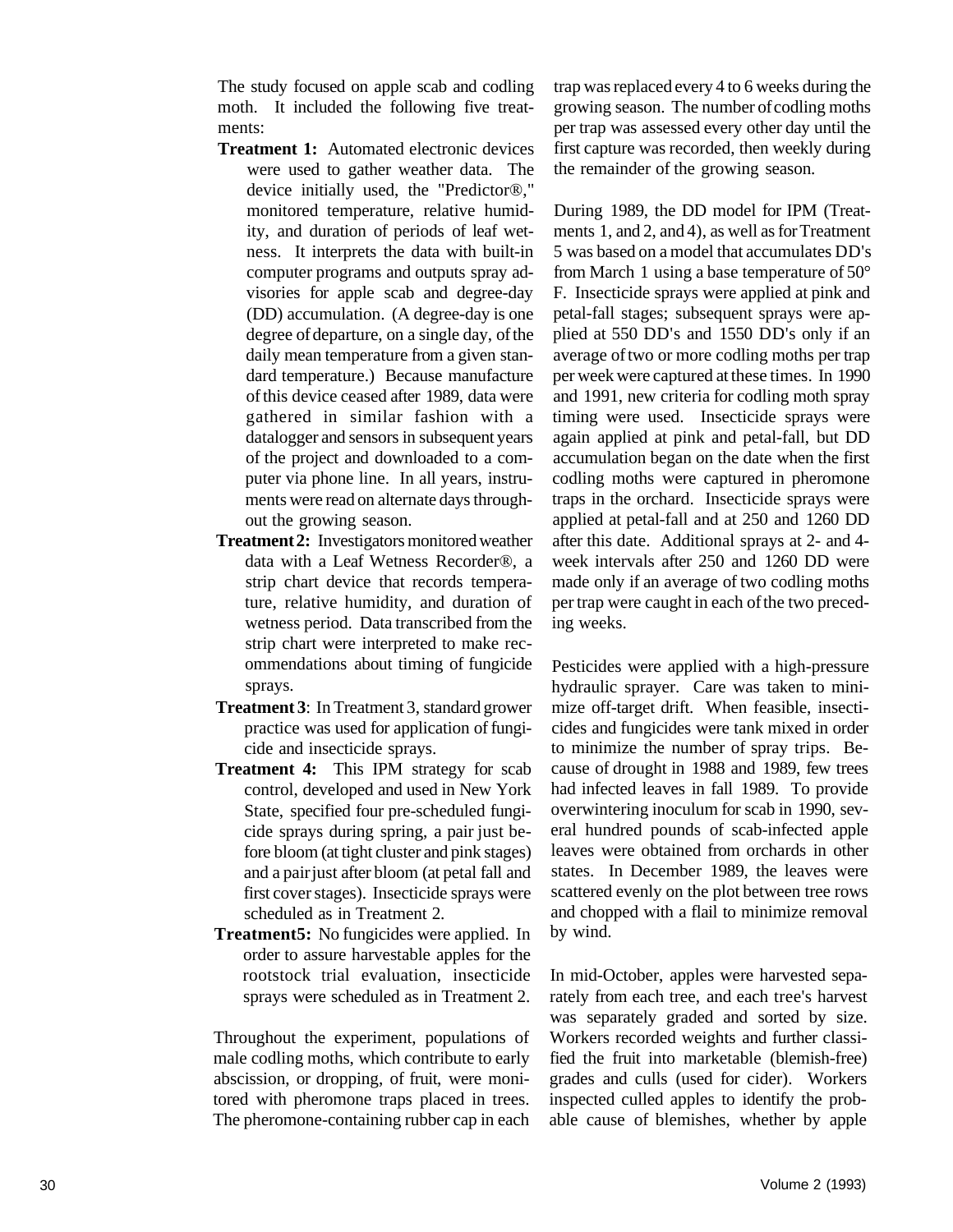The study focused on apple scab and codling moth. It included the following five treatments:

- **Treatment 1:** Automated electronic devices were used to gather weather data. The device initially used, the "Predictor®," monitored temperature, relative humidity, and duration of periods of leaf wetness. It interprets the data with built-in computer programs and outputs spray advisories for apple scab and degree-day (DD) accumulation. (A degree-day is one degree of departure, on a single day, of the daily mean temperature from a given standard temperature.) Because manufacture of this device ceased after 1989, data were gathered in similar fashion with a datalogger and sensors in subsequent years of the project and downloaded to a computer via phone line. In all years, instruments were read on alternate days throughout the growing season.
- **Treatment 2:** Investigators monitored weather data with a Leaf Wetness Recorder®, a strip chart device that records temperature, relative humidity, and duration of wetness period. Data transcribed from the strip chart were interpreted to make recommendations about timing of fungicide sprays.
- **Treatment 3**: In Treatment 3, standard grower practice was used for application of fungicide and insecticide sprays.
- **Treatment 4:** This IPM strategy for scab control, developed and used in New York State, specified four pre-scheduled fungicide sprays during spring, a pair just before bloom (at tight cluster and pink stages) and a pair just after bloom (at petal fall and first cover stages). Insecticide sprays were scheduled as in Treatment 2.
- **Treatment5:** No fungicides were applied. In order to assure harvestable apples for the rootstock trial evaluation, insecticide sprays were scheduled as in Treatment 2.

Throughout the experiment, populations of male codling moths, which contribute to early abscission, or dropping, of fruit, were monitored with pheromone traps placed in trees. The pheromone-containing rubber cap in each trap was replaced every 4 to 6 weeks during the growing season. The number of codling moths per trap was assessed every other day until the first capture was recorded, then weekly during the remainder of the growing season.

During 1989, the DD model for IPM (Treatments 1, and 2, and 4), as well as for Treatment 5 was based on a model that accumulates DD's from March 1 using a base temperature of 50° F. Insecticide sprays were applied at pink and petal-fall stages; subsequent sprays were applied at 550 DD's and 1550 DD's only if an average of two or more codling moths per trap per week were captured at these times. In 1990 and 1991, new criteria for codling moth spray timing were used. Insecticide sprays were again applied at pink and petal-fall, but DD accumulation began on the date when the first codling moths were captured in pheromone traps in the orchard. Insecticide sprays were applied at petal-fall and at 250 and 1260 DD after this date. Additional sprays at 2- and 4-week intervals after 250 and 1260 DD were made only if an average of two codling moths per trap were caught in each of the two preceding weeks.

Pesticides were applied with a high-pressure hydraulic sprayer. Care was taken to minimize off-target drift. When feasible, insecticides and fungicides were tank mixed in order to minimize the number of spray trips. Because of drought in 1988 and 1989, few trees had infected leaves in fall 1989. To provide overwintering inoculum for scab in 1990, several hundred pounds of scab-infected apple leaves were obtained from orchards in other states. In December 1989, the leaves were scattered evenly on the plot between tree rows and chopped with a flail to minimize removal by wind.

In mid-October, apples were harvested separately from each tree, and each tree's harvest was separately graded and sorted by size. Workers recorded weights and further classified the fruit into marketable (blemish-free) grades and culls (used for cider). Workers inspected culled apples to identify the probable cause of blemishes, whether by apple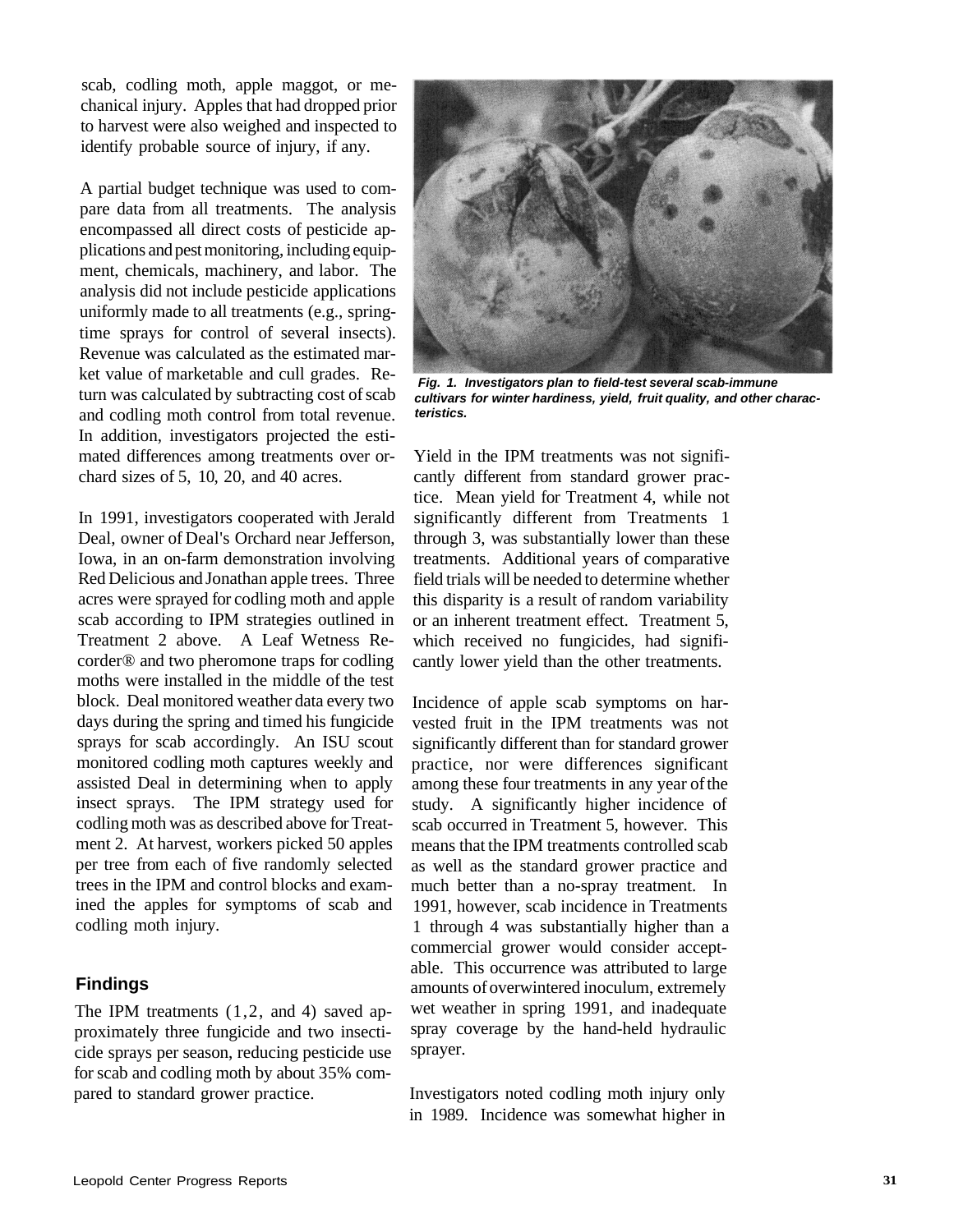scab, codling moth, apple maggot, or mechanical injury. Apples that had dropped prior to harvest were also weighed and inspected to identify probable source of injury, if any.

A partial budget technique was used to compare data from all treatments. The analysis encompassed all direct costs of pesticide applications and pest monitoring, including equipment, chemicals, machinery, and labor. The analysis did not include pesticide applications uniformly made to all treatments (e.g., springtime sprays for control of several insects). Revenue was calculated as the estimated market value of marketable and cull grades. Return was calculated by subtracting cost of scab and codling moth control from total revenue. In addition, investigators projected the estimated differences among treatments over orchard sizes of 5, 10, 20, and 40 acres.

In 1991, investigators cooperated with Jerald Deal, owner of Deal's Orchard near Jefferson, Iowa, in an on-farm demonstration involving Red Delicious and Jonathan apple trees. Three acres were sprayed for codling moth and apple scab according to IPM strategies outlined in Treatment 2 above. A Leaf Wetness Recorder® and two pheromone traps for codling moths were installed in the middle of the test block. Deal monitored weather data every two days during the spring and timed his fungicide sprays for scab accordingly. An ISU scout monitored codling moth captures weekly and assisted Deal in determining when to apply insect sprays. The IPM strategy used for codling moth was as described above for Treatment 2. At harvest, workers picked 50 apples per tree from each of five randomly selected trees in the IPM and control blocks and examined the apples for symptoms of scab and codling moth injury.

## Findings

The IPM treatments (1, 2, and 4) saved approximately three fungicide and two insecticide sprays per season, reducing pesticide use for scab and codling moth by about 35% compared to standard grower practice.

*Fig. 1. Investigators plan to field-test several scab-immune cultivars for winter hardiness, yield, fruit quality, and other characteristics.*

Yield in the IPM treatments was not significantly different from standard grower practice. Mean yield for Treatment 4, while not significantly different from Treatments 1 through 3, was substantially lower than these treatments. Additional years of comparative field trials will be needed to determine whether this disparity is a result of random variability or an inherent treatment effect. Treatment 5, which received no fungicides, had significantly lower yield than the other treatments.

Incidence of apple scab symptoms on harvested fruit in the IPM treatments was not significantly different than for standard grower practice, nor were differences significant among these four treatments in any year of the study. A significantly higher incidence of scab occurred in Treatment 5, however. This means that the IPM treatments controlled scab as well as the standard grower practice and much better than a no-spray treatment. In 1991, however, scab incidence in Treatments 1 through 4 was substantially higher than a commercial grower would consider acceptable. This occurrence was attributed to large amounts of overwintered inoculum, extremely wet weather in spring 1991, and inadequate spray coverage by the hand-held hydraulic sprayer.

Investigators noted codling moth injury only in 1989. Incidence was somewhat higher in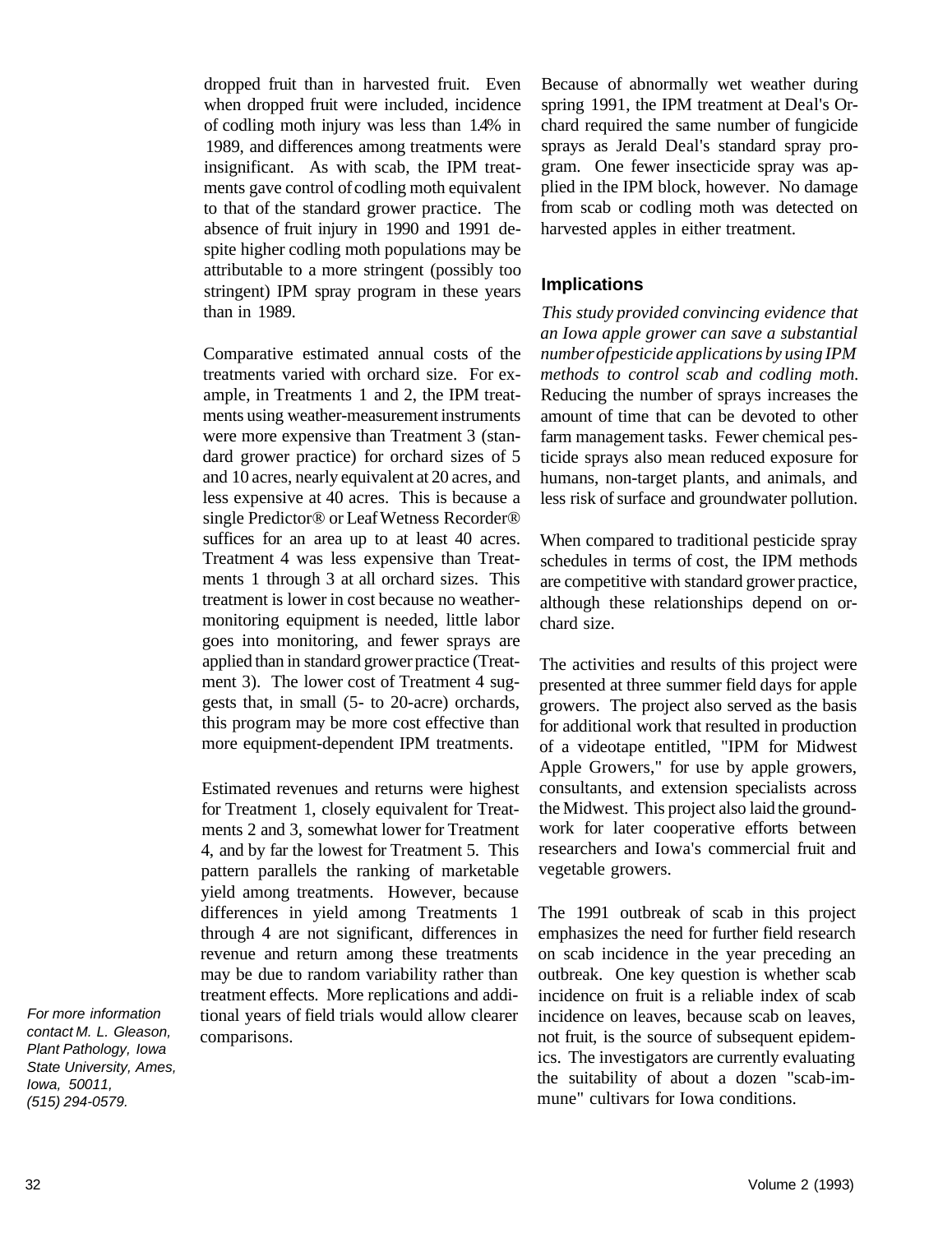dropped fruit than in harvested fruit. Even when dropped fruit were included, incidence of codling moth injury was less than 1.4% in 1989, and differences among treatments were insignificant. As with scab, the IPM treatments gave control of codling moth equivalent to that of the standard grower practice. The absence of fruit injury in 1990 and 1991 despite higher codling moth populations may be attributable to a more stringent (possibly too stringent) IPM spray program in these years than in 1989.

Comparative estimated annual costs of the treatments varied with orchard size. For example, in Treatments 1 and 2, the IPM treatments using weather-measurement instruments were more expensive than Treatment 3 (standard grower practice) for orchard sizes of 5 and 10 acres, nearly equivalent at 20 acres, and less expensive at 40 acres. This is because a single Predictor® or Leaf Wetness Recorder® suffices for an area up to at least 40 acres. Treatment 4 was less expensive than Treatments 1 through 3 at all orchard sizes. This treatment is lower in cost because no weather-monitoring equipment is needed, little labor goes into monitoring, and fewer sprays are applied than in standard grower practice (Treatment 3). The lower cost of Treatment 4 suggests that, in small (5- to 20-acre) orchards, this program may be more cost effective than more equipment-dependent IPM treatments.

Estimated revenues and returns were highest for Treatment 1, closely equivalent for Treatments 2 and 3, somewhat lower for Treatment 4, and by far the lowest for Treatment 5. This pattern parallels the ranking of marketable yield among treatments. However, because differences in yield among Treatments 1 through 4 are not significant, differences in revenue and return among these treatments may be due to random variability rather than treatment effects. More replications and additional years of field trials would allow clearer comparisons.

Because of abnormally wet weather during spring 1991, the IPM treatment at Deal's Orchard required the same number of fungicide sprays as Jerald Deal's standard spray program. One fewer insecticide spray was applied in the IPM block, however. No damage from scab or codling moth was detected on harvested apples in either treatment.

## Implications

*This study provided convincing evidence that an Iowa apple grower can save a substantial number of pesticide applications by using IPM methods to control scab and codling moth.* Reducing the number of sprays increases the amount of time that can be devoted to other farm management tasks. Fewer chemical pesticide sprays also mean reduced exposure for humans, non-target plants, and animals, and less risk of surface and groundwater pollution.

When compared to traditional pesticide spray schedules in terms of cost, the IPM methods are competitive with standard grower practice, although these relationships depend on orchard size.

The activities and results of this project were presented at three summer field days for apple growers. The project also served as the basis for additional work that resulted in production of a videotape entitled, "IPM for Midwest Apple Growers," for use by apple growers, consultants, and extension specialists across the Midwest. This project also laid the groundwork for later cooperative efforts between researchers and Iowa's commercial fruit and vegetable growers.

The 1991 outbreak of scab in this project emphasizes the need for further field research on scab incidence in the year preceding an outbreak. One key question is whether scab incidence on fruit is a reliable index of scab incidence on leaves, because scab on leaves, not fruit, is the source of subsequent epidemics. The investigators are currently evaluating the suitability of about a dozen "scab-immune" cultivars for Iowa conditions.

*For more information contact M. L. Gleason, Plant Pathology, Iowa State University, Ames, Iowa, 50011, (515) 294-0579.*